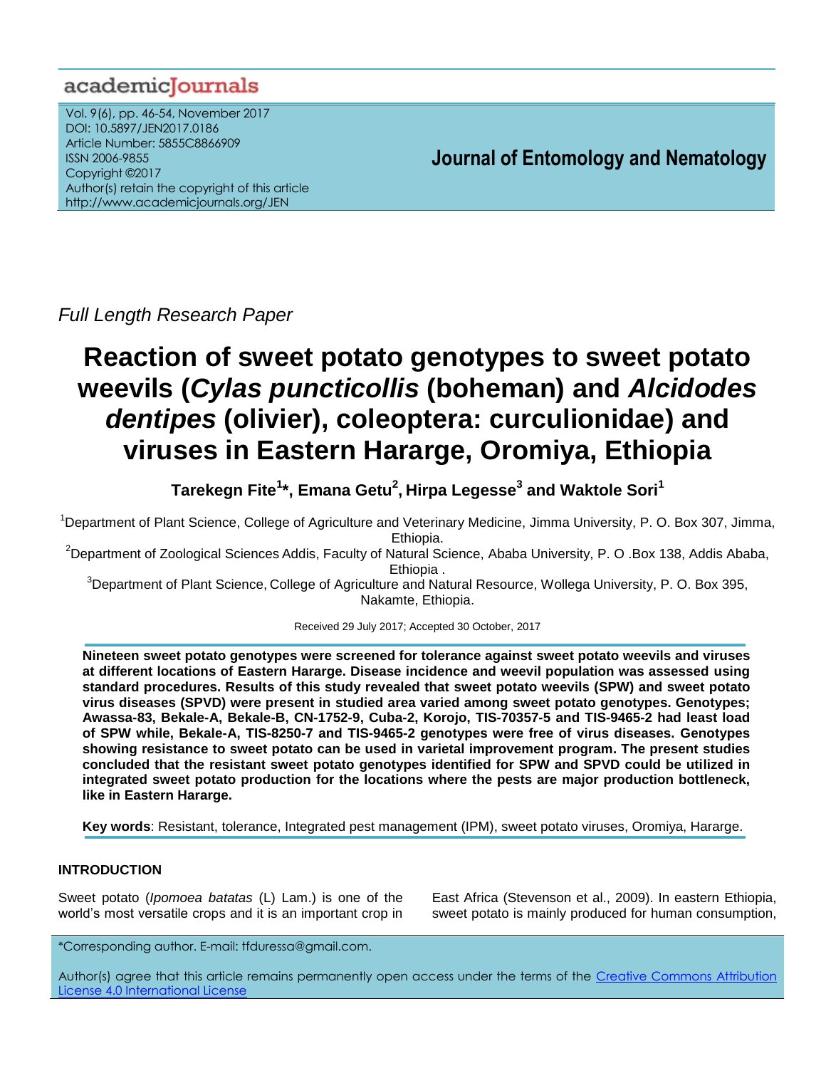academicJournals

Vol. 9(6), pp. 46-54, November 2017
DOI: 10.5897/JEN2017.0186
Article Number: 5855C8866909
ISSN 2006-9855
Copyright ©2017
Author(s) retain the copyright of this article
http://www.academicjournals.org/JEN

**Journal of Entomology and Nematology**

*Full Length Research Paper*

# Reaction of sweet potato genotypes to sweet potato weevils (*Cylas puncticollis* (boheman) and *Alcidodes dentipes* (olivier), coleoptera: curculionidae) and viruses in Eastern Hararge, Oromiya, Ethiopia

**Tarekegn Fite[1]\*, Emana Getu[2], Hirpa Legesse[3] and Waktole Sori[1]**

[1]Department of Plant Science, College of Agriculture and Veterinary Medicine, Jimma University, P. O. Box 307, Jimma, Ethiopia.

[2]Department of Zoological Sciences Addis, Faculty of Natural Science, Ababa University, P. O .Box 138, Addis Ababa, Ethiopia .

[3]Department of Plant Science, College of Agriculture and Natural Resource, Wollega University, P. O. Box 395, Nakamte, Ethiopia.

Received 29 July 2017; Accepted 30 October, 2017

**Nineteen sweet potato genotypes were screened for tolerance against sweet potato weevils and viruses at different locations of Eastern Hararge. Disease incidence and weevil population was assessed using standard procedures. Results of this study revealed that sweet potato weevils (SPW) and sweet potato virus diseases (SPVD) were present in studied area varied among sweet potato genotypes. Genotypes; Awassa-83, Bekale-A, Bekale-B, CN-1752-9, Cuba-2, Korojo, TIS-70357-5 and TIS-9465-2 had least load of SPW while, Bekale-A, TIS-8250-7 and TIS-9465-2 genotypes were free of virus diseases. Genotypes showing resistance to sweet potato can be used in varietal improvement program. The present studies concluded that the resistant sweet potato genotypes identified for SPW and SPVD could be utilized in integrated sweet potato production for the locations where the pests are major production bottleneck, like in Eastern Hararge.**

**Key words**: Resistant, tolerance, Integrated pest management (IPM), sweet potato viruses, Oromiya, Hararge.

## INTRODUCTION

Sweet potato (*Ipomoea batatas* (L) Lam.) is one of the world's most versatile crops and it is an important crop in East Africa (Stevenson et al., 2009). In eastern Ethiopia, sweet potato is mainly produced for human consumption,

\*Corresponding author. E-mail: tfduressa@gmail.com.

Author(s) agree that this article remains permanently open access under the terms of the Creative Commons Attribution License 4.0 International License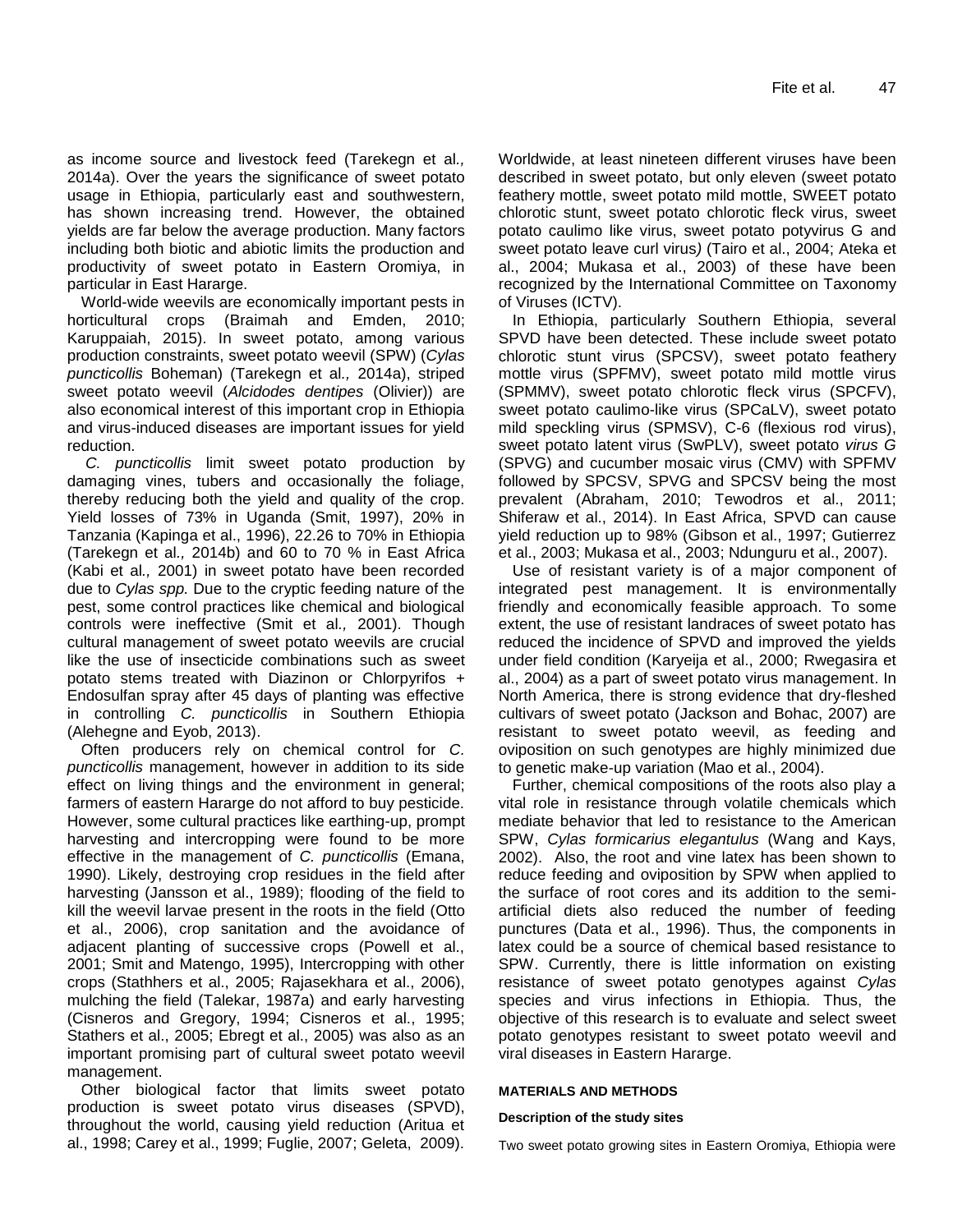as income source and livestock feed (Tarekegn et al*.,* 2014a). Over the years the significance of sweet potato usage in Ethiopia, particularly east and southwestern, has shown increasing trend. However, the obtained yields are far below the average production. Many factors including both biotic and abiotic limits the production and productivity of sweet potato in Eastern Oromiya, in particular in East Hararge.

World-wide weevils are economically important pests in horticultural crops (Braimah and Emden, 2010; Karuppaiah, 2015). In sweet potato, among various production constraints, sweet potato weevil (SPW) (*Cylas puncticollis* Boheman) (Tarekegn et al*.,* 2014a), striped sweet potato weevil (*Alcidodes dentipes* (Olivier)) are also economical interest of this important crop in Ethiopia and virus-induced diseases are important issues for yield reduction.

*C. puncticollis* limit sweet potato production by damaging vines, tubers and occasionally the foliage, thereby reducing both the yield and quality of the crop. Yield losses of 73% in Uganda (Smit, 1997), 20% in Tanzania (Kapinga et al., 1996), 22.26 to 70% in Ethiopia (Tarekegn et al*.,* 2014b) and 60 to 70 % in East Africa (Kabi et al*.,* 2001) in sweet potato have been recorded due to *Cylas spp.* Due to the cryptic feeding nature of the pest, some control practices like chemical and biological controls were ineffective (Smit et al*.,* 2001). Though cultural management of sweet potato weevils are crucial like the use of insecticide combinations such as sweet potato stems treated with Diazinon or Chlorpyrifos + Endosulfan spray after 45 days of planting was effective in controlling *C. puncticollis* in Southern Ethiopia (Alehegne and Eyob, 2013).

Often producers rely on chemical control for *C. puncticollis* management, however in addition to its side effect on living things and the environment in general; farmers of eastern Hararge do not afford to buy pesticide. However, some cultural practices like earthing-up, prompt harvesting and intercropping were found to be more effective in the management of *C. puncticollis* (Emana, 1990). Likely, destroying crop residues in the field after harvesting (Jansson et al., 1989); flooding of the field to kill the weevil larvae present in the roots in the field (Otto et al., 2006), crop sanitation and the avoidance of adjacent planting of successive crops (Powell et al., 2001; Smit and Matengo, 1995), Intercropping with other crops (Stathhers et al., 2005; Rajasekhara et al., 2006), mulching the field (Talekar, 1987a) and early harvesting (Cisneros and Gregory, 1994; Cisneros et al., 1995; Stathers et al., 2005; Ebregt et al., 2005) was also as an important promising part of cultural sweet potato weevil management.

Other biological factor that limits sweet potato production is sweet potato virus diseases (SPVD), throughout the world, causing yield reduction (Aritua et al., 1998; Carey et al., 1999; Fuglie, 2007; Geleta, 2009). Worldwide, at least nineteen different viruses have been described in sweet potato, but only eleven (sweet potato feathery mottle, sweet potato mild mottle, SWEET potato chlorotic stunt, sweet potato chlorotic fleck virus, sweet potato caulimo like virus, sweet potato potyvirus G and sweet potato leave curl virus*)* (Tairo et al., 2004; Ateka et al., 2004; Mukasa et al., 2003) of these have been recognized by the International Committee on Taxonomy of Viruses (ICTV).

In Ethiopia, particularly Southern Ethiopia, several SPVD have been detected. These include sweet potato chlorotic stunt virus (SPCSV), sweet potato feathery mottle virus (SPFMV), sweet potato mild mottle virus (SPMMV), sweet potato chlorotic fleck virus (SPCFV), sweet potato caulimo-like virus (SPCaLV), sweet potato mild speckling virus (SPMSV), C-6 (flexious rod virus), sweet potato latent virus (SwPLV), sweet potato *virus G* (SPVG) and cucumber mosaic virus (CMV) with SPFMV followed by SPCSV, SPVG and SPCSV being the most prevalent (Abraham, 2010; Tewodros et al., 2011; Shiferaw et al., 2014). In East Africa, SPVD can cause yield reduction up to 98% (Gibson et al., 1997; Gutierrez et al., 2003; Mukasa et al., 2003; Ndunguru et al., 2007).

Use of resistant variety is of a major component of integrated pest management. It is environmentally friendly and economically feasible approach. To some extent, the use of resistant landraces of sweet potato has reduced the incidence of SPVD and improved the yields under field condition (Karyeija et al., 2000; Rwegasira et al., 2004) as a part of sweet potato virus management. In North America, there is strong evidence that dry-fleshed cultivars of sweet potato (Jackson and Bohac, 2007) are resistant to sweet potato weevil, as feeding and oviposition on such genotypes are highly minimized due to genetic make-up variation (Mao et al., 2004).

Further, chemical compositions of the roots also play a vital role in resistance through volatile chemicals which mediate behavior that led to resistance to the American SPW, *Cylas formicarius elegantulus* (Wang and Kays, 2002). Also, the root and vine latex has been shown to reduce feeding and oviposition by SPW when applied to the surface of root cores and its addition to the semi-artificial diets also reduced the number of feeding punctures (Data et al., 1996). Thus, the components in latex could be a source of chemical based resistance to SPW. Currently, there is little information on existing resistance of sweet potato genotypes against *Cylas* species and virus infections in Ethiopia. Thus, the objective of this research is to evaluate and select sweet potato genotypes resistant to sweet potato weevil and viral diseases in Eastern Hararge.

## MATERIALS AND METHODS

### Description of the study sites

Two sweet potato growing sites in Eastern Oromiya, Ethiopia were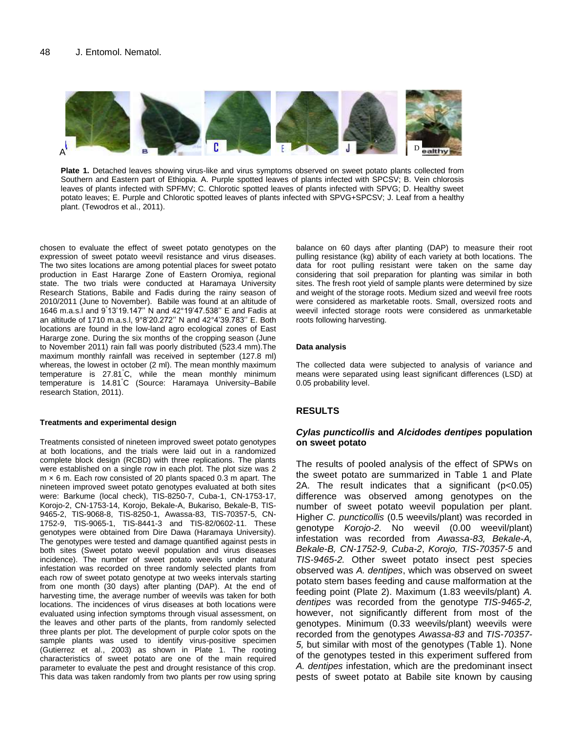**Plate 1.** Detached leaves showing virus-like and virus symptoms observed on sweet potato plants collected from Southern and Eastern part of Ethiopia. A. Purple spotted leaves of plants infected with SPCSV; B. Vein chlorosis leaves of plants infected with SPFMV; C. Chlorotic spotted leaves of plants infected with SPVG; D. Healthy sweet potato leaves; E. Purple and Chlorotic spotted leaves of plants infected with SPVG+SPCSV; J. Leaf from a healthy plant. (Tewodros et al., 2011).

chosen to evaluate the effect of sweet potato genotypes on the expression of sweet potato weevil resistance and virus diseases. The two sites locations are among potential places for sweet potato production in East Hararge Zone of Eastern Oromiya, regional state. The two trials were conducted at Haramaya University Research Stations, Babile and Fadis during the rainy season of 2010/2011 (June to November). Babile was found at an altitude of 1646 m.a.s.l and 9°13'19.147'' N and 42°19'47.538'' E and Fadis at an altitude of 1710 m.a.s.l, 9°8'20.272'' N and 42°4'39.783'' E. Both locations are found in the low-land agro ecological zones of East Hararge zone. During the six months of the cropping season (June to November 2011) rain fall was poorly distributed (523.4 mm).The maximum monthly rainfall was received in september (127.8 ml) whereas, the lowest in october (2 ml). The mean monthly maximum temperature is 27.81°C, while the mean monthly minimum temperature is 14.81°C (Source: Haramaya University–Babile research Station, 2011).

#### Treatments and experimental design

Treatments consisted of nineteen improved sweet potato genotypes at both locations, and the trials were laid out in a randomized complete block design (RCBD) with three replications. The plants were established on a single row in each plot. The plot size was 2 m × 6 m. Each row consisted of 20 plants spaced 0.3 m apart. The nineteen improved sweet potato genotypes evaluated at both sites were: Barkume (local check), TIS-8250-7, Cuba-1, CN-1753-17, Korojo-2, CN-1753-14, Korojo, Bekale-A, Bukariso, Bekale-B, TIS-9465-2, TIS-9068-8, TIS-8250-1, Awassa-83, TIS-70357-5, CN-1752-9, TIS-9065-1, TIS-8441-3 and TIS-82/0602-11. These genotypes were obtained from Dire Dawa (Haramaya University). The genotypes were tested and damage quantified against pests in both sites (Sweet potato weevil population and virus diseases incidence). The number of sweet potato weevils under natural infestation was recorded on three randomly selected plants from each row of sweet potato genotype at two weeks intervals starting from one month (30 days) after planting (DAP). At the end of harvesting time, the average number of weevils was taken for both locations. The incidences of virus diseases at both locations were evaluated using infection symptoms through visual assessment, on the leaves and other parts of the plants, from randomly selected three plants per plot. The development of purple color spots on the sample plants was used to identify virus-positive specimen (Gutierrez et al., 2003) as shown in Plate 1. The rooting characteristics of sweet potato are one of the main required parameter to evaluate the pest and drought resistance of this crop. This data was taken randomly from two plants per row using spring balance on 60 days after planting (DAP) to measure their root pulling resistance (kg) ability of each variety at both locations. The data for root pulling resistant were taken on the same day considering that soil preparation for planting was similar in both sites. The fresh root yield of sample plants were determined by size and weight of the storage roots. Medium sized and weevil free roots were considered as marketable roots. Small, oversized roots and weevil infected storage roots were considered as unmarketable roots following harvesting.

#### Data analysis

The collected data were subjected to analysis of variance and means were separated using least significant differences (LSD) at 0.05 probability level.

## RESULTS

### *Cylas puncticollis* and *Alcidodes dentipes* population on sweet potato

The results of pooled analysis of the effect of SPWs on the sweet potato are summarized in Table 1 and Plate 2A. The result indicates that a significant ($p<0.05$) difference was observed among genotypes on the number of sweet potato weevil population per plant. Higher *C. puncticollis* (0.5 weevils/plant) was recorded in genotype *Korojo-2.* No weevil (0.00 weevil/plant) infestation was recorded from *Awassa-83, Bekale-A, Bekale-B, CN-1752-9, Cuba-2*, *Korojo, TIS-70357-5* and *TIS-9465-2.* Other sweet potato insect pest species observed was *A. dentipes*, which was observed on sweet potato stem bases feeding and cause malformation at the feeding point (Plate 2). Maximum (1.83 weevils/plant) *A. dentipes* was recorded from the genotype *TIS-9465-2,* however, not significantly different from most of the genotypes. Minimum (0.33 weevils/plant) weevils were recorded from the genotypes *Awassa-83* and *TIS-70357-5,* but similar with most of the genotypes (Table 1). None of the genotypes tested in this experiment suffered from *A. dentipes* infestation, which are the predominant insect pests of sweet potato at Babile site known by causing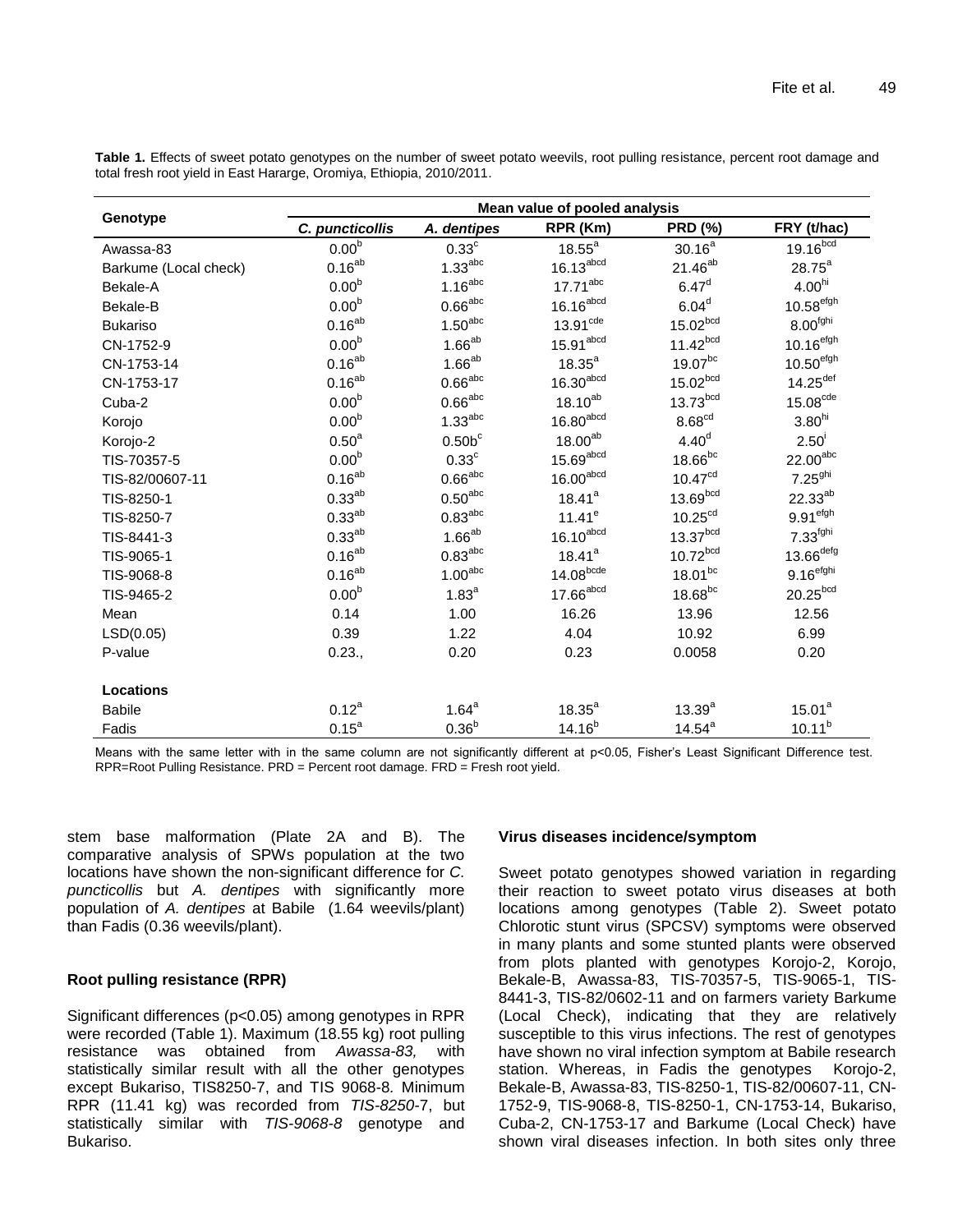**Table 1.** Effects of sweet potato genotypes on the number of sweet potato weevils, root pulling resistance, percent root damage and total fresh root yield in East Hararge, Oromiya, Ethiopia, 2010/2011.

| Genotype | Mean value of pooled analysis | | | | |
|---|---|---|---|---|---|
| | *C. puncticollis* | *A. dentipes* | RPR (Km) | PRD (%) | FRY (t/hac) |
| Awassa-83 | 0.00[b] | 0.33[c] | 18.55[a] | 30.16[a] | 19.16[bcd] |
| Barkume (Local check) | 0.16[ab] | 1.33[abc] | 16.13[abcd] | 21.46[ab] | 28.75[a] |
| Bekale-A | 0.00[b] | 1.16[abc] | 17.71[abc] | 6.47[d] | 4.00[hi] |
| Bekale-B | 0.00[b] | 0.66[abc] | 16.16[abcd] | 6.04[d] | 10.58[efgh] |
| Bukariso | 0.16[ab] | 1.50[abc] | 13.91[cde] | 15.02[bcd] | 8.00[fghi] |
| CN-1752-9 | 0.00[b] | 1.66[ab] | 15.91[abcd] | 11.42[bcd] | 10.16[efgh] |
| CN-1753-14 | 0.16[ab] | 1.66[ab] | 18.35[a] | 19.07[bc] | 10.50[efgh] |
| CN-1753-17 | 0.16[ab] | 0.66[abc] | 16.30[abcd] | 15.02[bcd] | 14.25[def] |
| Cuba-2 | 0.00[b] | 0.66[abc] | 18.10[ab] | 13.73[bcd] | 15.08[cde] |
| Korojo | 0.00[b] | 1.33[abc] | 16.80[abcd] | 8.68[cd] | 3.80[hi] |
| Korojo-2 | 0.50[a] | 0.50b[c] | 18.00[ab] | 4.40[d] | 2.50[i] |
| TIS-70357-5 | 0.00[b] | 0.33[c] | 15.69[abcd] | 18.66[bc] | 22.00[abc] |
| TIS-82/00607-11 | 0.16[ab] | 0.66[abc] | 16.00[abcd] | 10.47[cd] | 7.25[ghi] |
| TIS-8250-1 | 0.33[ab] | 0.50[abc] | 18.41[a] | 13.69[bcd] | 22.33[ab] |
| TIS-8250-7 | 0.33[ab] | 0.83[abc] | 11.41[e] | 10.25[cd] | 9.91[efgh] |
| TIS-8441-3 | 0.33[ab] | 1.66[ab] | 16.10[abcd] | 13.37[bcd] | 7.33[fghi] |
| TIS-9065-1 | 0.16[ab] | 0.83[abc] | 18.41[a] | 10.72[bcd] | 13.66[defg] |
| TIS-9068-8 | 0.16[ab] | 1.00[abc] | 14.08[bcde] | 18.01[bc] | 9.16[efghi] |
| TIS-9465-2 | 0.00[b] | 1.83[a] | 17.66[abcd] | 18.68[bc] | 20.25[bcd] |
| Mean | 0.14 | 1.00 | 16.26 | 13.96 | 12.56 |
| LSD(0.05) | 0.39 | 1.22 | 4.04 | 10.92 | 6.99 |
| P-value | 0.23., | 0.20 | 0.23 | 0.0058 | 0.20 |
| **Locations** | | | | | |
| Babile | 0.12[a] | 1.64[a] | 18.35[a] | 13.39[a] | 15.01[a] |
| Fadis | 0.15[a] | 0.36[b] | 14.16[b] | 14.54[a] | 10.11[b] |

Means with the same letter with in the same column are not significantly different at p<0.05, Fisher's Least Significant Difference test. RPR=Root Pulling Resistance. PRD = Percent root damage. FRD = Fresh root yield.

stem base malformation (Plate 2A and B). The comparative analysis of SPWs population at the two locations have shown the non-significant difference for *C. puncticollis* but *A. dentipes* with significantly more population of *A. dentipes* at Babile (1.64 weevils/plant) than Fadis (0.36 weevils/plant).

### Root pulling resistance (RPR)

Significant differences (p<0.05) among genotypes in RPR were recorded (Table 1). Maximum (18.55 kg) root pulling resistance was obtained from *Awassa-83,* with statistically similar result with all the other genotypes except Bukariso, TIS8250-7, and TIS 9068-8. Minimum RPR (11.41 kg) was recorded from *TIS-8250-*7, but statistically similar with *TIS-9068-8* genotype and Bukariso.

### Virus diseases incidence/symptom

Sweet potato genotypes showed variation in regarding their reaction to sweet potato virus diseases at both locations among genotypes (Table 2). Sweet potato Chlorotic stunt virus (SPCSV) symptoms were observed in many plants and some stunted plants were observed from plots planted with genotypes Korojo-2, Korojo, Bekale-B, Awassa-83, TIS-70357-5, TIS-9065-1, TIS-8441-3, TIS-82/0602-11 and on farmers variety Barkume (Local Check), indicating that they are relatively susceptible to this virus infections. The rest of genotypes have shown no viral infection symptom at Babile research station. Whereas, in Fadis the genotypes Korojo-2, Bekale-B, Awassa-83, TIS-8250-1, TIS-82/00607-11, CN-1752-9, TIS-9068-8, TIS-8250-1, CN-1753-14, Bukariso, Cuba-2, CN-1753-17 and Barkume (Local Check) have shown viral diseases infection. In both sites only three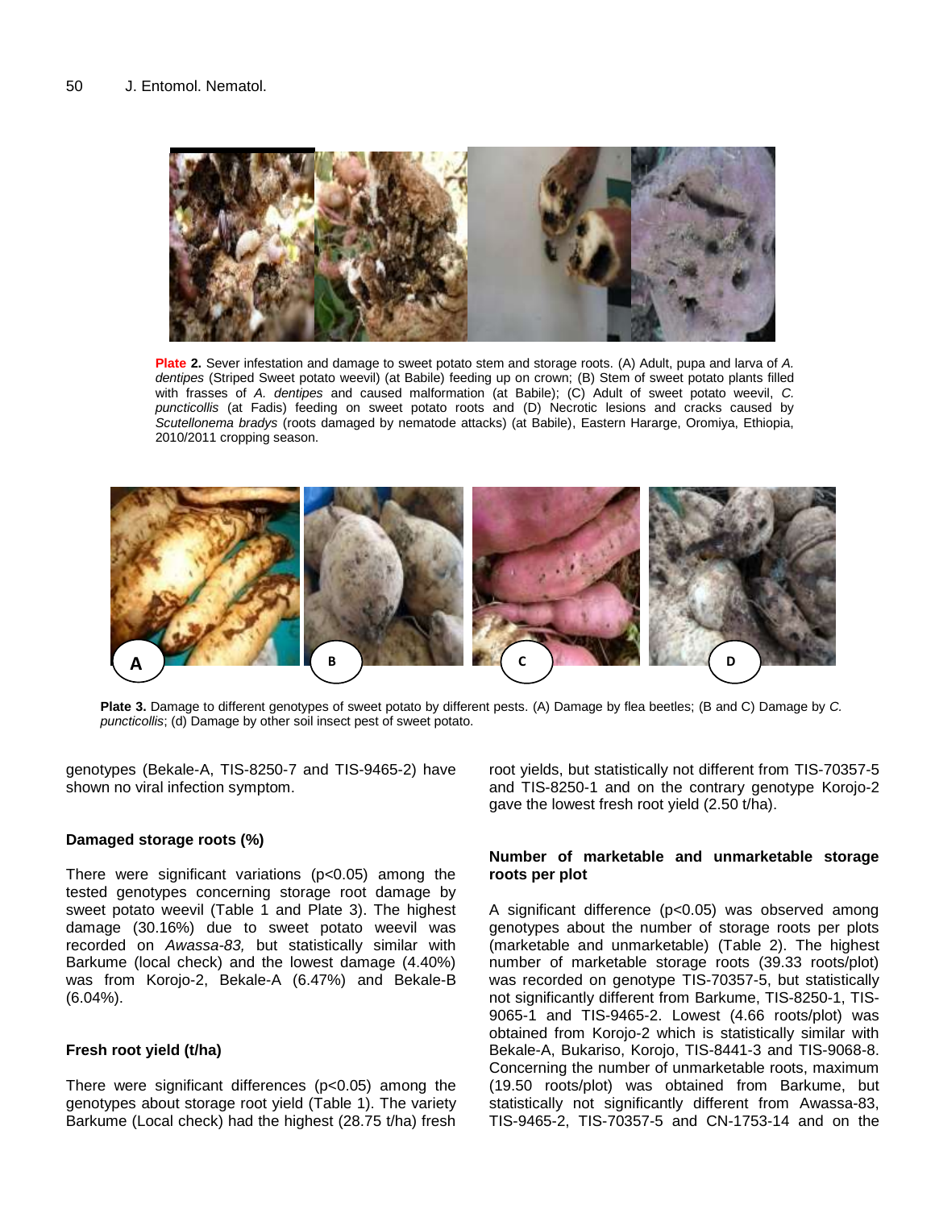**Plate 2.** Sever infestation and damage to sweet potato stem and storage roots. (A) Adult, pupa and larva of *A. dentipes* (Striped Sweet potato weevil) (at Babile) feeding up on crown; (B) Stem of sweet potato plants filled with frasses of *A. dentipes* and caused malformation (at Babile); (C) Adult of sweet potato weevil, *C. puncticollis* (at Fadis) feeding on sweet potato roots and (D) Necrotic lesions and cracks caused by *Scutellonema bradys* (roots damaged by nematode attacks) (at Babile), Eastern Hararge, Oromiya, Ethiopia, 2010/2011 cropping season.

**Plate 3.** Damage to different genotypes of sweet potato by different pests. (A) Damage by flea beetles; (B and C) Damage by *C. puncticollis*; (d) Damage by other soil insect pest of sweet potato.

genotypes (Bekale-A, TIS-8250-7 and TIS-9465-2) have shown no viral infection symptom.

### Damaged storage roots (%)

There were significant variations ($p<0.05$) among the tested genotypes concerning storage root damage by sweet potato weevil (Table 1 and Plate 3). The highest damage (30.16%) due to sweet potato weevil was recorded on *Awassa-83,* but statistically similar with Barkume (local check) and the lowest damage (4.40%) was from Korojo-2, Bekale-A (6.47%) and Bekale-B (6.04%).

### Fresh root yield (t/ha)

There were significant differences ($p<0.05$) among the genotypes about storage root yield (Table 1). The variety Barkume (Local check) had the highest (28.75 t/ha) fresh root yields, but statistically not different from TIS-70357-5 and TIS-8250-1 and on the contrary genotype Korojo-2 gave the lowest fresh root yield (2.50 t/ha).

### Number of marketable and unmarketable storage roots per plot

A significant difference ($p<0.05$) was observed among genotypes about the number of storage roots per plots (marketable and unmarketable) (Table 2). The highest number of marketable storage roots (39.33 roots/plot) was recorded on genotype TIS-70357-5, but statistically not significantly different from Barkume, TIS-8250-1, TIS-9065-1 and TIS-9465-2. Lowest (4.66 roots/plot) was obtained from Korojo-2 which is statistically similar with Bekale-A, Bukariso, Korojo, TIS-8441-3 and TIS-9068-8. Concerning the number of unmarketable roots, maximum (19.50 roots/plot) was obtained from Barkume, but statistically not significantly different from Awassa-83, TIS-9465-2, TIS-70357-5 and CN-1753-14 and on the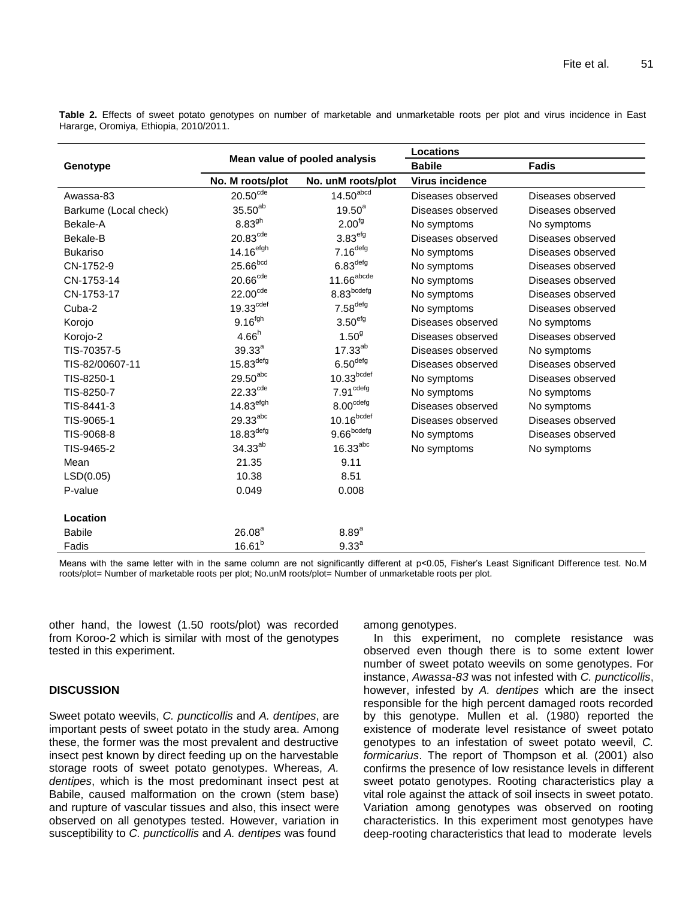**Table 2.** Effects of sweet potato genotypes on number of marketable and unmarketable roots per plot and virus incidence in East Hararge, Oromiya, Ethiopia, 2010/2011.

| Genotype | Mean value of pooled analysis | | Locations | |
|---|---|---|---|---|
| | | | Babile | Fadis |
| | No. M roots/plot | No. unM roots/plot | Virus incidence | |
| Awassa-83 | 20.50$^{cde}$ | 14.50$^{abcd}$ | Diseases observed | Diseases observed |
| Barkume (Local check) | 35.50$^{ab}$ | 19.50$^{a}$ | Diseases observed | Diseases observed |
| Bekale-A | 8.83$^{gh}$ | 2.00$^{fg}$ | No symptoms | No symptoms |
| Bekale-B | 20.83$^{cde}$ | 3.83$^{efg}$ | Diseases observed | Diseases observed |
| Bukariso | 14.16$^{efgh}$ | 7.16$^{defg}$ | No symptoms | Diseases observed |
| CN-1752-9 | 25.66$^{bcd}$ | 6.83$^{defg}$ | No symptoms | Diseases observed |
| CN-1753-14 | 20.66$^{cde}$ | 11.66$^{abcde}$ | No symptoms | Diseases observed |
| CN-1753-17 | 22.00$^{cde}$ | 8.83$^{bcdefg}$ | No symptoms | Diseases observed |
| Cuba-2 | 19.33$^{cdef}$ | 7.58$^{defg}$ | No symptoms | Diseases observed |
| Korojo | 9.16$^{fgh}$ | 3.50$^{efg}$ | Diseases observed | No symptoms |
| Korojo-2 | 4.66$^{h}$ | 1.50$^{g}$ | Diseases observed | Diseases observed |
| TIS-70357-5 | 39.33$^{a}$ | 17.33$^{ab}$ | Diseases observed | No symptoms |
| TIS-82/00607-11 | 15.83$^{defg}$ | 6.50$^{defg}$ | Diseases observed | Diseases observed |
| TIS-8250-1 | 29.50$^{abc}$ | 10.33$^{bcdef}$ | No symptoms | Diseases observed |
| TIS-8250-7 | 22.33$^{cde}$ | 7.91$^{cdefg}$ | No symptoms | No symptoms |
| TIS-8441-3 | 14.83$^{efgh}$ | 8.00$^{cdefg}$ | Diseases observed | No symptoms |
| TIS-9065-1 | 29.33$^{abc}$ | 10.16$^{bcdef}$ | Diseases observed | Diseases observed |
| TIS-9068-8 | 18.83$^{defg}$ | 9.66$^{bcdefg}$ | No symptoms | Diseases observed |
| TIS-9465-2 | 34.33$^{ab}$ | 16.33$^{abc}$ | No symptoms | No symptoms |
| Mean | 21.35 | 9.11 | | |
| LSD(0.05) | 10.38 | 8.51 | | |
| P-value | 0.049 | 0.008 | | |
| **Location** | | | | |
| Babile | 26.08$^{a}$ | 8.89$^{a}$ | | |
| Fadis | 16.61$^{b}$ | 9.33$^{a}$ | | |

Means with the same letter with in the same column are not significantly different at p<0.05, Fisher's Least Significant Difference test. No.M roots/plot= Number of marketable roots per plot; No.unM roots/plot= Number of unmarketable roots per plot.

other hand, the lowest (1.50 roots/plot) was recorded from Koroo-2 which is similar with most of the genotypes tested in this experiment.

## DISCUSSION

Sweet potato weevils, *C. puncticollis* and *A. dentipes*, are important pests of sweet potato in the study area. Among these, the former was the most prevalent and destructive insect pest known by direct feeding up on the harvestable storage roots of sweet potato genotypes. Whereas, *A. dentipes*, which is the most predominant insect pest at Babile, caused malformation on the crown (stem base) and rupture of vascular tissues and also, this insect were observed on all genotypes tested. However, variation in susceptibility to *C. puncticollis* and *A. dentipes* was found among genotypes.

In this experiment, no complete resistance was observed even though there is to some extent lower number of sweet potato weevils on some genotypes. For instance, *Awassa-83* was not infested with *C. puncticollis*, however, infested by *A. dentipes* which are the insect responsible for the high percent damaged roots recorded by this genotype. Mullen et al. (1980) reported the existence of moderate level resistance of sweet potato genotypes to an infestation of sweet potato weevil, *C. formicarius*. The report of Thompson et al. (2001) also confirms the presence of low resistance levels in different sweet potato genotypes. Rooting characteristics play a vital role against the attack of soil insects in sweet potato. Variation among genotypes was observed on rooting characteristics. In this experiment most genotypes have deep-rooting characteristics that lead to moderate levels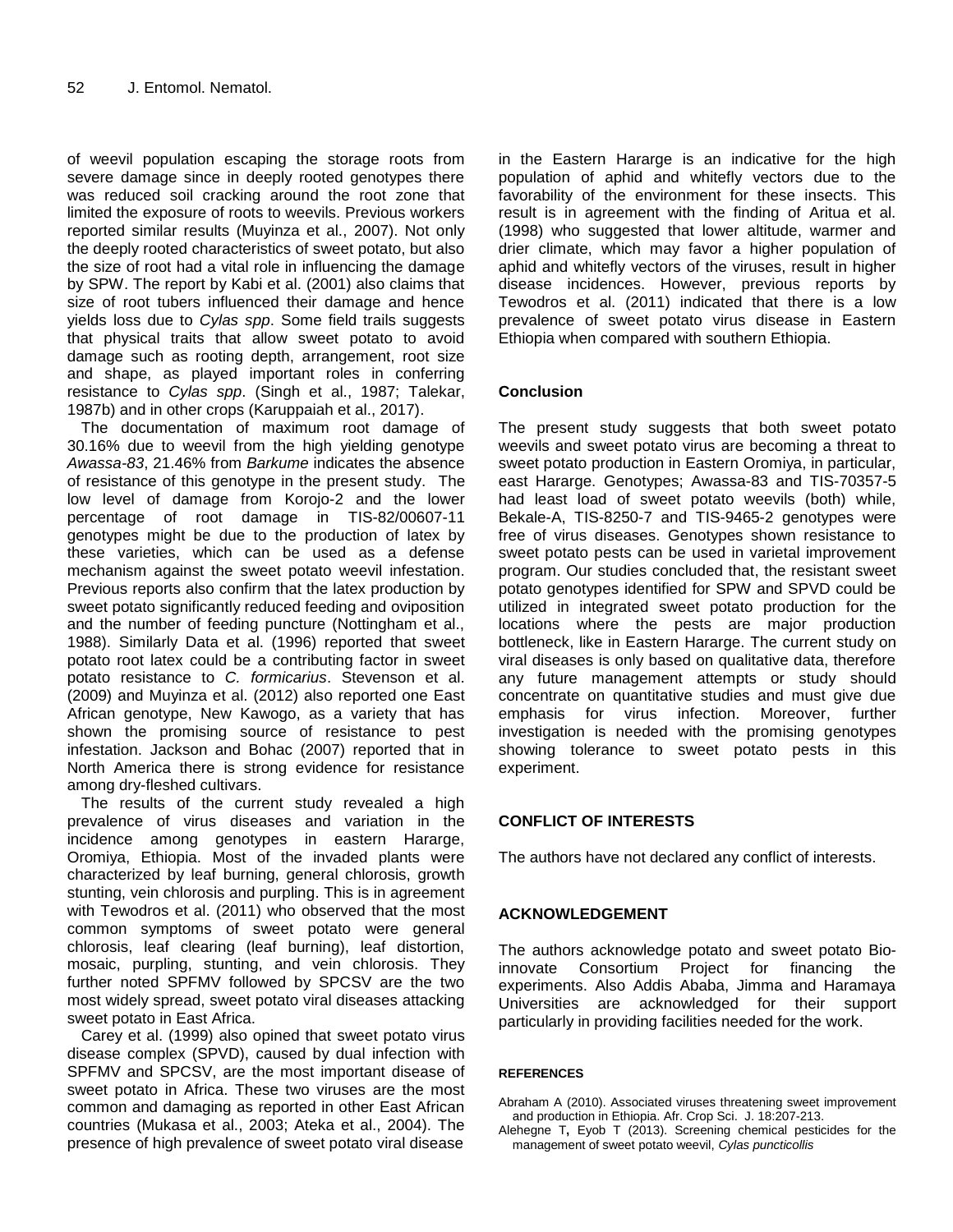of weevil population escaping the storage roots from severe damage since in deeply rooted genotypes there was reduced soil cracking around the root zone that limited the exposure of roots to weevils. Previous workers reported similar results (Muyinza et al., 2007). Not only the deeply rooted characteristics of sweet potato, but also the size of root had a vital role in influencing the damage by SPW. The report by Kabi et al. (2001) also claims that size of root tubers influenced their damage and hence yields loss due to *Cylas spp*. Some field trails suggests that physical traits that allow sweet potato to avoid damage such as rooting depth, arrangement, root size and shape, as played important roles in conferring resistance to *Cylas spp*. (Singh et al., 1987; Talekar, 1987b) and in other crops (Karuppaiah et al., 2017).

The documentation of maximum root damage of 30.16% due to weevil from the high yielding genotype *Awassa-83*, 21.46% from *Barkume* indicates the absence of resistance of this genotype in the present study. The low level of damage from Korojo-2 and the lower percentage of root damage in TIS-82/00607-11 genotypes might be due to the production of latex by these varieties, which can be used as a defense mechanism against the sweet potato weevil infestation. Previous reports also confirm that the latex production by sweet potato significantly reduced feeding and oviposition and the number of feeding puncture (Nottingham et al., 1988). Similarly Data et al. (1996) reported that sweet potato root latex could be a contributing factor in sweet potato resistance to *C. formicarius*. Stevenson et al. (2009) and Muyinza et al. (2012) also reported one East African genotype, New Kawogo, as a variety that has shown the promising source of resistance to pest infestation. Jackson and Bohac (2007) reported that in North America there is strong evidence for resistance among dry-fleshed cultivars.

The results of the current study revealed a high prevalence of virus diseases and variation in the incidence among genotypes in eastern Hararge, Oromiya, Ethiopia. Most of the invaded plants were characterized by leaf burning, general chlorosis, growth stunting, vein chlorosis and purpling. This is in agreement with Tewodros et al. (2011) who observed that the most common symptoms of sweet potato were general chlorosis, leaf clearing (leaf burning), leaf distortion, mosaic, purpling, stunting, and vein chlorosis. They further noted SPFMV followed by SPCSV are the two most widely spread, sweet potato viral diseases attacking sweet potato in East Africa.

Carey et al. (1999) also opined that sweet potato virus disease complex (SPVD), caused by dual infection with SPFMV and SPCSV, are the most important disease of sweet potato in Africa. These two viruses are the most common and damaging as reported in other East African countries (Mukasa et al., 2003; Ateka et al., 2004). The presence of high prevalence of sweet potato viral disease in the Eastern Hararge is an indicative for the high population of aphid and whitefly vectors due to the favorability of the environment for these insects. This result is in agreement with the finding of Aritua et al. (1998) who suggested that lower altitude, warmer and drier climate, which may favor a higher population of aphid and whitefly vectors of the viruses, result in higher disease incidences. However, previous reports by Tewodros et al. (2011) indicated that there is a low prevalence of sweet potato virus disease in Eastern Ethiopia when compared with southern Ethiopia.

## Conclusion

The present study suggests that both sweet potato weevils and sweet potato virus are becoming a threat to sweet potato production in Eastern Oromiya, in particular, east Hararge. Genotypes; Awassa-83 and TIS-70357-5 had least load of sweet potato weevils (both) while, Bekale-A, TIS-8250-7 and TIS-9465-2 genotypes were free of virus diseases. Genotypes shown resistance to sweet potato pests can be used in varietal improvement program. Our studies concluded that, the resistant sweet potato genotypes identified for SPW and SPVD could be utilized in integrated sweet potato production for the locations where the pests are major production bottleneck, like in Eastern Hararge. The current study on viral diseases is only based on qualitative data, therefore any future management attempts or study should concentrate on quantitative studies and must give due emphasis for virus infection. Moreover, further investigation is needed with the promising genotypes showing tolerance to sweet potato pests in this experiment.

## CONFLICT OF INTERESTS

The authors have not declared any conflict of interests.

## ACKNOWLEDGEMENT

The authors acknowledge potato and sweet potato Bio-innovate Consortium Project for financing the experiments. Also Addis Ababa, Jimma and Haramaya Universities are acknowledged for their support particularly in providing facilities needed for the work.

## REFERENCES

Abraham A (2010). Associated viruses threatening sweet improvement and production in Ethiopia. Afr. Crop Sci. J. 18:207-213.

Alehegne T, Eyob T (2013). Screening chemical pesticides for the management of sweet potato weevil, *Cylas puncticollis*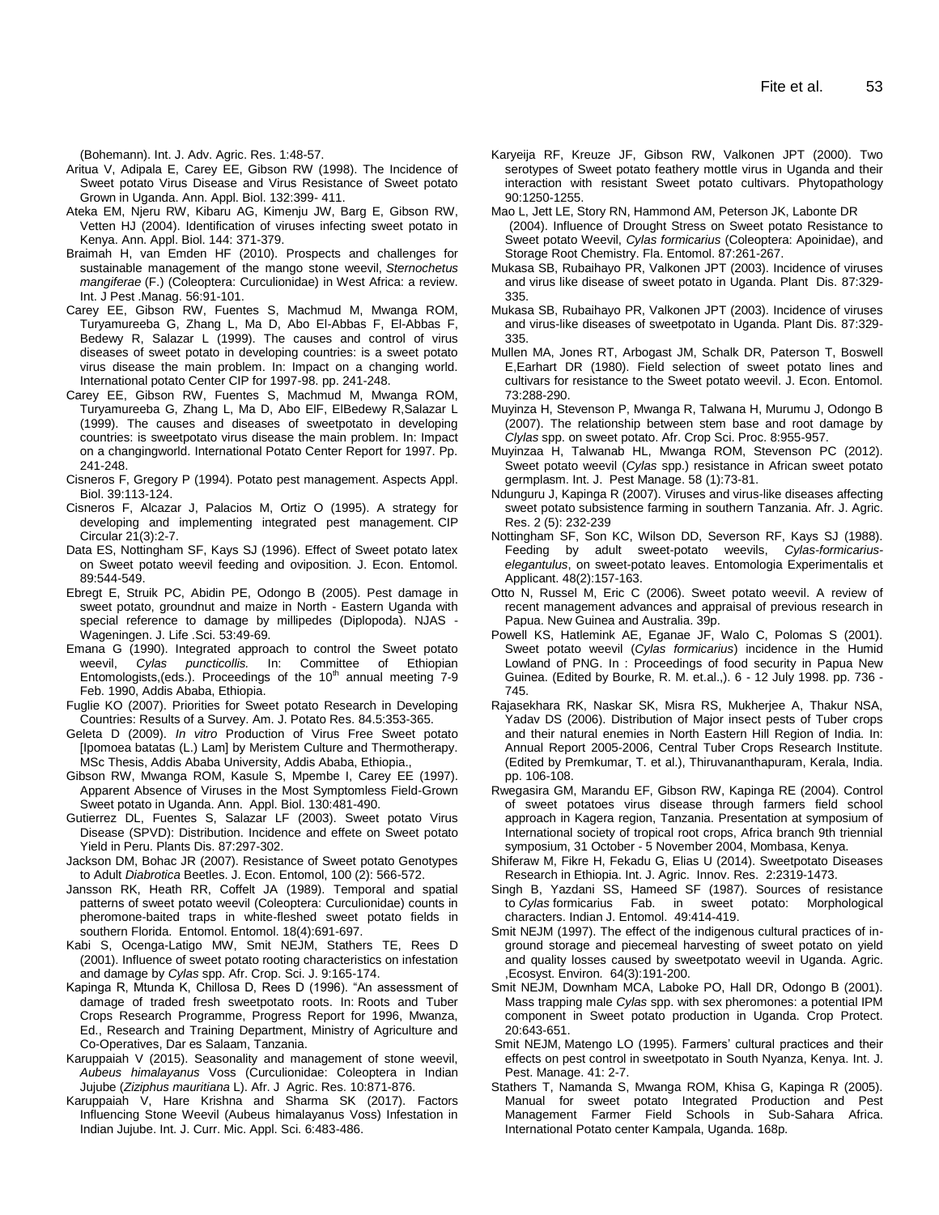(Bohemann). Int. J. Adv. Agric. Res. 1:48-57.

Aritua V, Adipala E, Carey EE, Gibson RW (1998). The Incidence of Sweet potato Virus Disease and Virus Resistance of Sweet potato Grown in Uganda. Ann. Appl. Biol. 132:399- 411.

Ateka EM, Njeru RW, Kibaru AG, Kimenju JW, Barg E, Gibson RW, Vetten HJ (2004). Identification of viruses infecting sweet potato in Kenya. Ann. Appl. Biol. 144: 371-379.

Braimah H, van Emden HF (2010). Prospects and challenges for sustainable management of the mango stone weevil, *Sternochetus mangiferae* (F.) (Coleoptera: Curculionidae) in West Africa: a review. Int. J Pest .Manag. 56:91-101.

Carey EE, Gibson RW, Fuentes S, Machmud M, Mwanga ROM, Turyamureeba G, Zhang L, Ma D, Abo El-Abbas F, El-Abbas F, Bedewy R, Salazar L (1999). The causes and control of virus diseases of sweet potato in developing countries: is a sweet potato virus disease the main problem. In: Impact on a changing world. International potato Center CIP for 1997-98. pp. 241-248.

Carey EE, Gibson RW, Fuentes S, Machmud M, Mwanga ROM, Turyamureeba G, Zhang L, Ma D, Abo ElF, ElBedewy R,Salazar L (1999). The causes and diseases of sweetpotato in developing countries: is sweetpotato virus disease the main problem. In: Impact on a changingworld. International Potato Center Report for 1997. Pp. 241-248.

Cisneros F, Gregory P (1994). Potato pest management. Aspects Appl. Biol. 39:113-124.

Cisneros F, Alcazar J, Palacios M, Ortiz O (1995). A strategy for developing and implementing integrated pest management. CIP Circular 21(3):2-7.

Data ES, Nottingham SF, Kays SJ (1996). Effect of Sweet potato latex on Sweet potato weevil feeding and oviposition. J. Econ. Entomol. 89:544-549.

Ebregt E, Struik PC, Abidin PE, Odongo B (2005). Pest damage in sweet potato, groundnut and maize in North - Eastern Uganda with special reference to damage by millipedes (Diplopoda). NJAS - Wageningen. J. Life .Sci. 53:49-69.

Emana G (1990). Integrated approach to control the Sweet potato weevil, *Cylas puncticollis.* In: Committee of Ethiopian Entomologists,(eds.). Proceedings of the 10th annual meeting 7-9 Feb. 1990, Addis Ababa, Ethiopia.

Fuglie KO (2007). Priorities for Sweet potato Research in Developing Countries: Results of a Survey. Am. J. Potato Res. 84.5:353-365.

Geleta D (2009). *In vitro* Production of Virus Free Sweet potato [Ipomoea batatas (L.) Lam] by Meristem Culture and Thermotherapy. MSc Thesis, Addis Ababa University, Addis Ababa, Ethiopia.,

Gibson RW, Mwanga ROM, Kasule S, Mpembe I, Carey EE (1997). Apparent Absence of Viruses in the Most Symptomless Field-Grown Sweet potato in Uganda. Ann. Appl. Biol. 130:481-490.

Gutierrez DL, Fuentes S, Salazar LF (2003). Sweet potato Virus Disease (SPVD): Distribution. Incidence and effete on Sweet potato Yield in Peru. Plants Dis. 87:297-302.

Jackson DM, Bohac JR (2007). Resistance of Sweet potato Genotypes to Adult *Diabrotica* Beetles. J. Econ. Entomol, 100 (2): 566-572.

Jansson RK, Heath RR, Coffelt JA (1989). Temporal and spatial patterns of sweet potato weevil (Coleoptera: Curculionidae) counts in pheromone-baited traps in white-fleshed sweet potato fields in southern Florida. Entomol. Entomol. 18(4):691-697.

Kabi S, Ocenga-Latigo MW, Smit NEJM, Stathers TE, Rees D (2001). Influence of sweet potato rooting characteristics on infestation and damage by *Cylas* spp. Afr. Crop. Sci. J. 9:165-174.

Kapinga R, Mtunda K, Chillosa D, Rees D (1996). "An assessment of damage of traded fresh sweetpotato roots. In: Roots and Tuber Crops Research Programme, Progress Report for 1996, Mwanza, Ed., Research and Training Department, Ministry of Agriculture and Co-Operatives, Dar es Salaam, Tanzania.

Karuppaiah V (2015). Seasonality and management of stone weevil, *Aubeus himalayanus* Voss (Curculionidae: Coleoptera in Indian Jujube (*Ziziphus mauritiana* L). Afr. J Agric. Res. 10:871-876.

Karuppaiah V, Hare Krishna and Sharma SK (2017). Factors Influencing Stone Weevil (Aubeus himalayanus Voss) Infestation in Indian Jujube. Int. J. Curr. Mic. Appl. Sci. 6:483-486.

Karyeija RF, Kreuze JF, Gibson RW, Valkonen JPT (2000). Two serotypes of Sweet potato feathery mottle virus in Uganda and their interaction with resistant Sweet potato cultivars. Phytopathology 90:1250-1255.

Mao L, Jett LE, Story RN, Hammond AM, Peterson JK, Labonte DR (2004). Influence of Drought Stress on Sweet potato Resistance to Sweet potato Weevil, *Cylas formicarius* (Coleoptera: Apoinidae), and Storage Root Chemistry. Fla. Entomol. 87:261-267.

Mukasa SB, Rubaihayo PR, Valkonen JPT (2003). Incidence of viruses and virus like disease of sweet potato in Uganda. Plant Dis. 87:329-335.

Mukasa SB, Rubaihayo PR, Valkonen JPT (2003). Incidence of viruses and virus-like diseases of sweetpotato in Uganda. Plant Dis. 87:329-335.

Mullen MA, Jones RT, Arbogast JM, Schalk DR, Paterson T, Boswell E,Earhart DR (1980). Field selection of sweet potato lines and cultivars for resistance to the Sweet potato weevil. J. Econ. Entomol. 73:288-290.

Muyinza H, Stevenson P, Mwanga R, Talwana H, Murumu J, Odongo B (2007). The relationship between stem base and root damage by *Clylas* spp. on sweet potato. Afr. Crop Sci. Proc. 8:955-957.

Muyinzaa H, Talwanab HL, Mwanga ROM, Stevenson PC (2012). Sweet potato weevil (*Cylas* spp.) resistance in African sweet potato germplasm. Int. J. Pest Manage. 58 (1):73-81.

Ndunguru J, Kapinga R (2007). Viruses and virus-like diseases affecting sweet potato subsistence farming in southern Tanzania. Afr. J. Agric. Res. 2 (5): 232-239

Nottingham SF, Son KC, Wilson DD, Severson RF, Kays SJ (1988). Feeding by adult sweet-potato weevils, *Cylas-formicarius-elegantulus*, on sweet-potato leaves. Entomologia Experimentalis et Applicant. 48(2):157-163.

Otto N, Russel M, Eric C (2006). Sweet potato weevil. A review of recent management advances and appraisal of previous research in Papua. New Guinea and Australia. 39p.

Powell KS, Hatlemink AE, Eganae JF, Walo C, Polomas S (2001). Sweet potato weevil (*Cylas formicarius*) incidence in the Humid Lowland of PNG. In : Proceedings of food security in Papua New Guinea. (Edited by Bourke, R. M. et.al.,). 6 - 12 July 1998. pp. 736 - 745.

Rajasekhara RK, Naskar SK, Misra RS, Mukherjee A, Thakur NSA, Yadav DS (2006). Distribution of Major insect pests of Tuber crops and their natural enemies in North Eastern Hill Region of India. In: Annual Report 2005-2006, Central Tuber Crops Research Institute. (Edited by Premkumar, T. et al.), Thiruvananthapuram, Kerala, India. pp. 106-108.

Rwegasira GM, Marandu EF, Gibson RW, Kapinga RE (2004). Control of sweet potatoes virus disease through farmers field school approach in Kagera region, Tanzania. Presentation at symposium of International society of tropical root crops, Africa branch 9th triennial symposium, 31 October - 5 November 2004, Mombasa, Kenya.

Shiferaw M, Fikre H, Fekadu G, Elias U (2014). Sweetpotato Diseases Research in Ethiopia. Int. J. Agric. Innov. Res. 2:2319-1473.

Singh B, Yazdani SS, Hameed SF (1987). Sources of resistance to *Cylas* formicarius Fab. in sweet potato: Morphological characters. Indian J. Entomol. 49:414-419.

Smit NEJM (1997). The effect of the indigenous cultural practices of in-ground storage and piecemeal harvesting of sweet potato on yield and quality losses caused by sweetpotato weevil in Uganda. Agric. ,Ecosyst. Environ. 64(3):191-200.

Smit NEJM, Downham MCA, Laboke PO, Hall DR, Odongo B (2001). Mass trapping male *Cylas* spp. with sex pheromones: a potential IPM component in Sweet potato production in Uganda. Crop Protect. 20:643-651.

Smit NEJM, Matengo LO (1995). Farmers' cultural practices and their effects on pest control in sweetpotato in South Nyanza, Kenya. Int. J. Pest. Manage. 41: 2-7.

Stathers T, Namanda S, Mwanga ROM, Khisa G, Kapinga R (2005). Manual for sweet potato Integrated Production and Pest Management Farmer Field Schools in Sub-Sahara Africa. International Potato center Kampala, Uganda. 168p.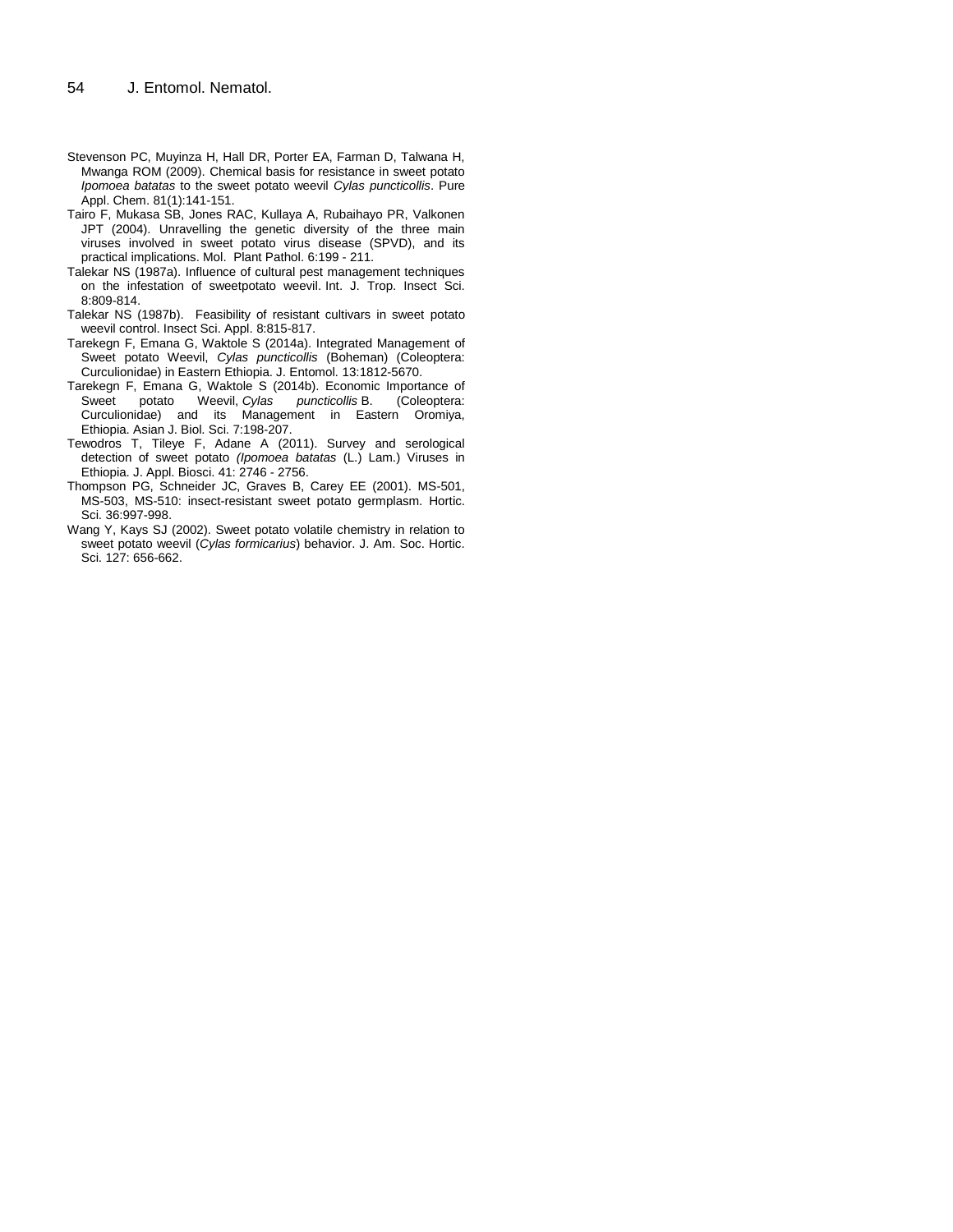Stevenson PC, Muyinza H, Hall DR, Porter EA, Farman D, Talwana H, Mwanga ROM (2009). Chemical basis for resistance in sweet potato *Ipomoea batatas* to the sweet potato weevil *Cylas puncticollis*. Pure Appl. Chem. 81(1):141-151.

Tairo F, Mukasa SB, Jones RAC, Kullaya A, Rubaihayo PR, Valkonen JPT (2004). Unravelling the genetic diversity of the three main viruses involved in sweet potato virus disease (SPVD), and its practical implications. Mol. Plant Pathol. 6:199 - 211.

Talekar NS (1987a). Influence of cultural pest management techniques on the infestation of sweetpotato weevil. Int. J. Trop. Insect Sci. 8:809-814.

Talekar NS (1987b). Feasibility of resistant cultivars in sweet potato weevil control. Insect Sci. Appl. 8:815-817.

Tarekegn F, Emana G, Waktole S (2014a). Integrated Management of Sweet potato Weevil, *Cylas puncticollis* (Boheman) (Coleoptera: Curculionidae) in Eastern Ethiopia. J. Entomol. 13:1812-5670.

Tarekegn F, Emana G, Waktole S (2014b). Economic Importance of Sweet potato Weevil, *Cylas puncticollis* B. (Coleoptera: Curculionidae) and its Management in Eastern Oromiya, Ethiopia. Asian J. Biol. Sci. 7:198-207.

Tewodros T, Tileye F, Adane A (2011). Survey and serological detection of sweet potato *(Ipomoea batatas* (L.) Lam.) Viruses in Ethiopia. J. Appl. Biosci. 41: 2746 - 2756.

Thompson PG, Schneider JC, Graves B, Carey EE (2001). MS-501, MS-503, MS-510: insect-resistant sweet potato germplasm. Hortic. Sci. 36:997-998.

Wang Y, Kays SJ (2002). Sweet potato volatile chemistry in relation to sweet potato weevil (*Cylas formicarius*) behavior. J. Am. Soc. Hortic. Sci. 127: 656-662.